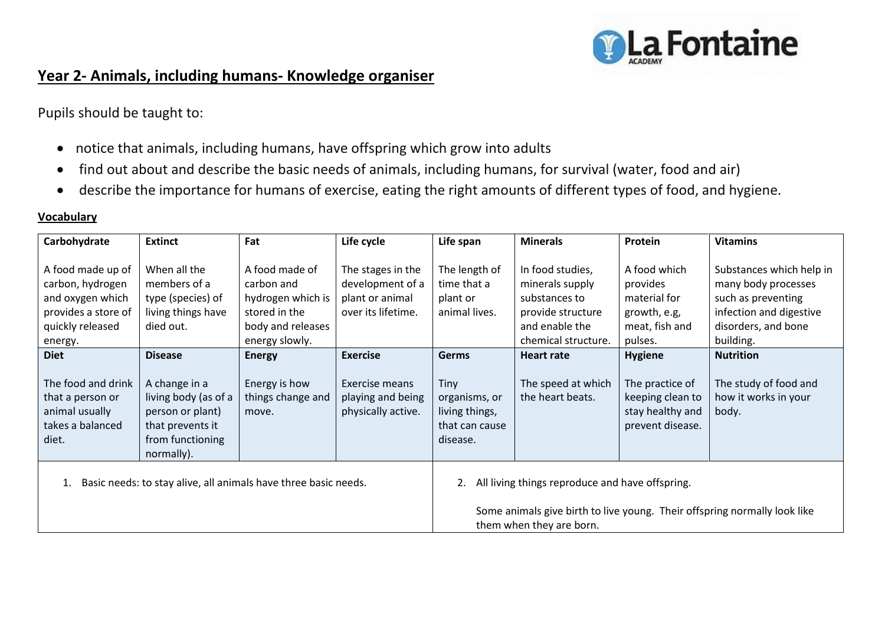## Year 2- Animals, including humans- Knowledge organiser

Pupils should be taught to:

- notice that animals, including humans, have offspring which grow into adults
- find out about and describe the basic needs of animals, including humans, for survival (water, food and air)
- describe the importance for humans of exercise, eating the right amounts of different types of food, and hygiene.

**Vocabulary**

| **Carbohydrate** | **Extinct** | **Fat** | **Life cycle** | **Life span** | **Minerals** | **Protein** | **Vitamins** |
|---|---|---|---|---|---|---|---|
| A food made up of carbon, hydrogen and oxygen which provides a store of quickly released energy. | When all the members of a type (species) of living things have died out. | A food made of carbon and hydrogen which is stored in the body and releases energy slowly. | The stages in the development of a plant or animal over its lifetime. | The length of time that a plant or animal lives. | In food studies, minerals supply substances to provide structure and enable the chemical structure. | A food which provides material for growth, e.g, meat, fish and pulses. | Substances which help in many body processes such as preventing infection and digestive disorders, and bone building. |
| **Diet** | **Disease** | **Energy** | **Exercise** | **Germs** | **Heart rate** | **Hygiene** | **Nutrition** |
| The food and drink that a person or animal usually takes a balanced diet. | A change in a living body (as of a person or plant) that prevents it from functioning normally). | Energy is how things change and move. | Exercise means playing and being physically active. | Tiny organisms, or living things, that can cause disease. | The speed at which the heart beats. | The practice of keeping clean to stay healthy and prevent disease. | The study of food and how it works in your body. |

1. Basic needs: to stay alive, all animals have three basic needs.

2. All living things reproduce and have offspring.

   Some animals give birth to live young. Their offspring normally look like them when they are born.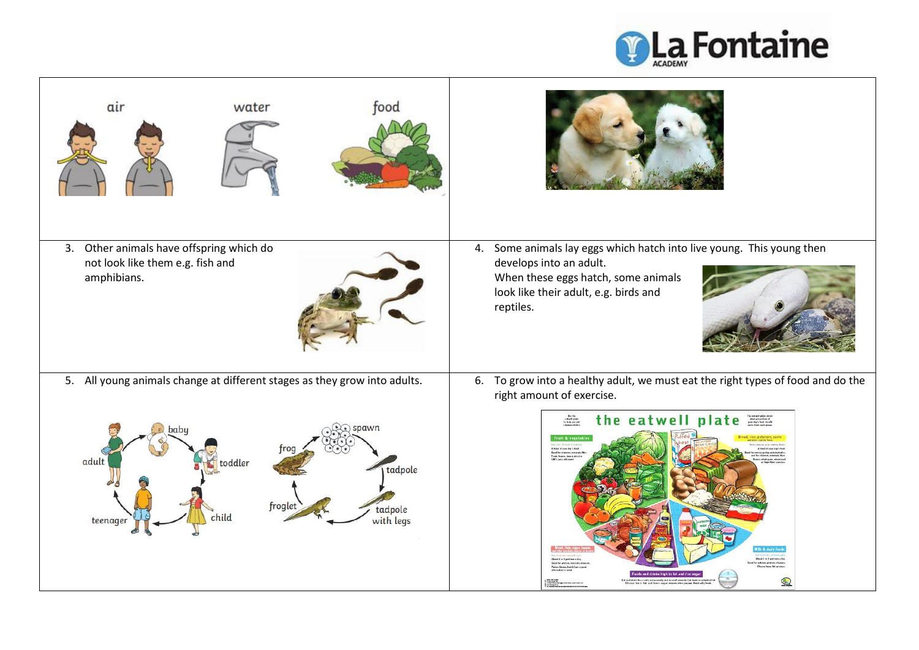air water food

3. Other animals have offspring which do not look like them e.g. fish and amphibians.

4. Some animals lay eggs which hatch into live young. This young then develops into an adult.
   When these eggs hatch, some animals look like their adult, e.g. birds and reptiles.

5. All young animals change at different stages as they grow into adults.

baby, toddler, child, teenager, adult

spawn, tadpole, tadpole with legs, froglet, frog

6. To grow into a healthy adult, we must eat the right types of food and do the right amount of exercise.

the eatwell plate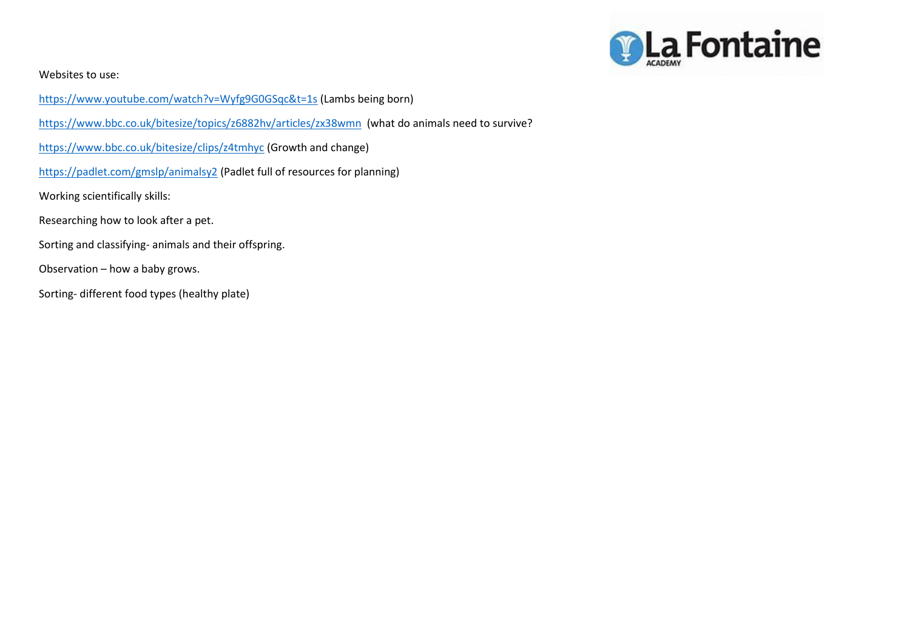Websites to use:

https://www.youtube.com/watch?v=Wyfg9G0GSqc&t=1s (Lambs being born)

https://www.bbc.co.uk/bitesize/topics/z6882hv/articles/zx38wmn (what do animals need to survive?

https://www.bbc.co.uk/bitesize/clips/z4tmhyc (Growth and change)

https://padlet.com/gmslp/animalsy2 (Padlet full of resources for planning)

Working scientifically skills:

Researching how to look after a pet.

Sorting and classifying- animals and their offspring.

Observation – how a baby grows.

Sorting- different food types (healthy plate)